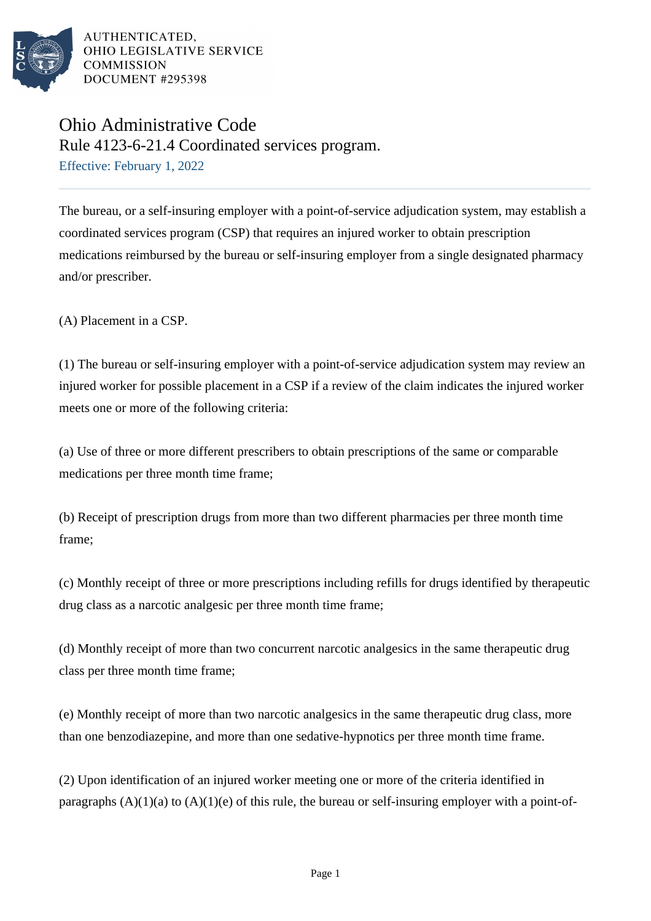AUTHENTICATED,
OHIO LEGISLATIVE SERVICE
COMMISSION
DOCUMENT #295398

# Ohio Administrative Code

## Rule 4123-6-21.4 Coordinated services program.

Effective: February 1, 2022

The bureau, or a self-insuring employer with a point-of-service adjudication system, may establish a coordinated services program (CSP) that requires an injured worker to obtain prescription medications reimbursed by the bureau or self-insuring employer from a single designated pharmacy and/or prescriber.

(A) Placement in a CSP.

(1) The bureau or self-insuring employer with a point-of-service adjudication system may review an injured worker for possible placement in a CSP if a review of the claim indicates the injured worker meets one or more of the following criteria:

(a) Use of three or more different prescribers to obtain prescriptions of the same or comparable medications per three month time frame;

(b) Receipt of prescription drugs from more than two different pharmacies per three month time frame;

(c) Monthly receipt of three or more prescriptions including refills for drugs identified by therapeutic drug class as a narcotic analgesic per three month time frame;

(d) Monthly receipt of more than two concurrent narcotic analgesics in the same therapeutic drug class per three month time frame;

(e) Monthly receipt of more than two narcotic analgesics in the same therapeutic drug class, more than one benzodiazepine, and more than one sedative-hypnotics per three month time frame.

(2) Upon identification of an injured worker meeting one or more of the criteria identified in paragraphs (A)(1)(a) to (A)(1)(e) of this rule, the bureau or self-insuring employer with a point-of-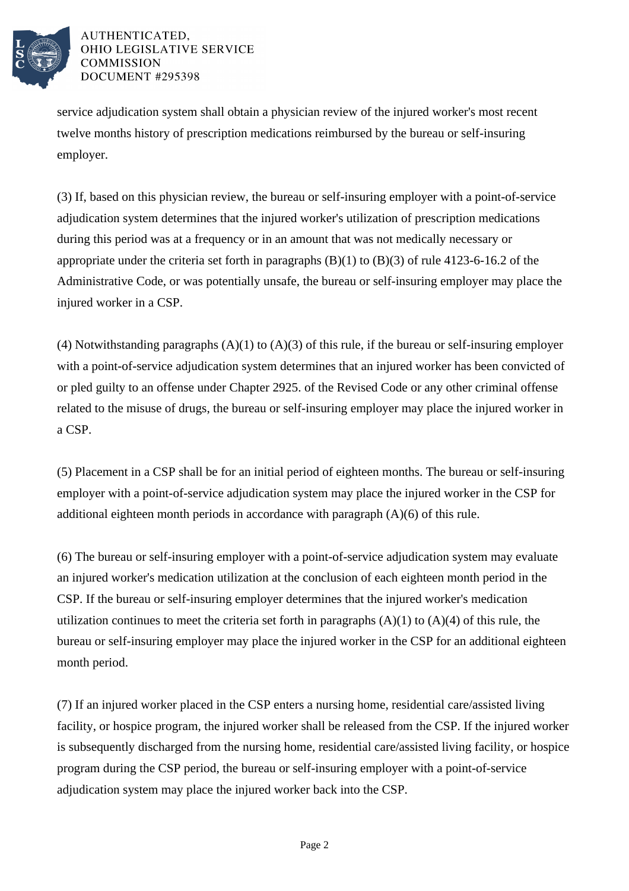service adjudication system shall obtain a physician review of the injured worker's most recent twelve months history of prescription medications reimbursed by the bureau or self-insuring employer.

(3) If, based on this physician review, the bureau or self-insuring employer with a point-of-service adjudication system determines that the injured worker's utilization of prescription medications during this period was at a frequency or in an amount that was not medically necessary or appropriate under the criteria set forth in paragraphs (B)(1) to (B)(3) of rule 4123-6-16.2 of the Administrative Code, or was potentially unsafe, the bureau or self-insuring employer may place the injured worker in a CSP.

(4) Notwithstanding paragraphs (A)(1) to (A)(3) of this rule, if the bureau or self-insuring employer with a point-of-service adjudication system determines that an injured worker has been convicted of or pled guilty to an offense under Chapter 2925. of the Revised Code or any other criminal offense related to the misuse of drugs, the bureau or self-insuring employer may place the injured worker in a CSP.

(5) Placement in a CSP shall be for an initial period of eighteen months. The bureau or self-insuring employer with a point-of-service adjudication system may place the injured worker in the CSP for additional eighteen month periods in accordance with paragraph (A)(6) of this rule.

(6) The bureau or self-insuring employer with a point-of-service adjudication system may evaluate an injured worker's medication utilization at the conclusion of each eighteen month period in the CSP. If the bureau or self-insuring employer determines that the injured worker's medication utilization continues to meet the criteria set forth in paragraphs (A)(1) to (A)(4) of this rule, the bureau or self-insuring employer may place the injured worker in the CSP for an additional eighteen month period.

(7) If an injured worker placed in the CSP enters a nursing home, residential care/assisted living facility, or hospice program, the injured worker shall be released from the CSP. If the injured worker is subsequently discharged from the nursing home, residential care/assisted living facility, or hospice program during the CSP period, the bureau or self-insuring employer with a point-of-service adjudication system may place the injured worker back into the CSP.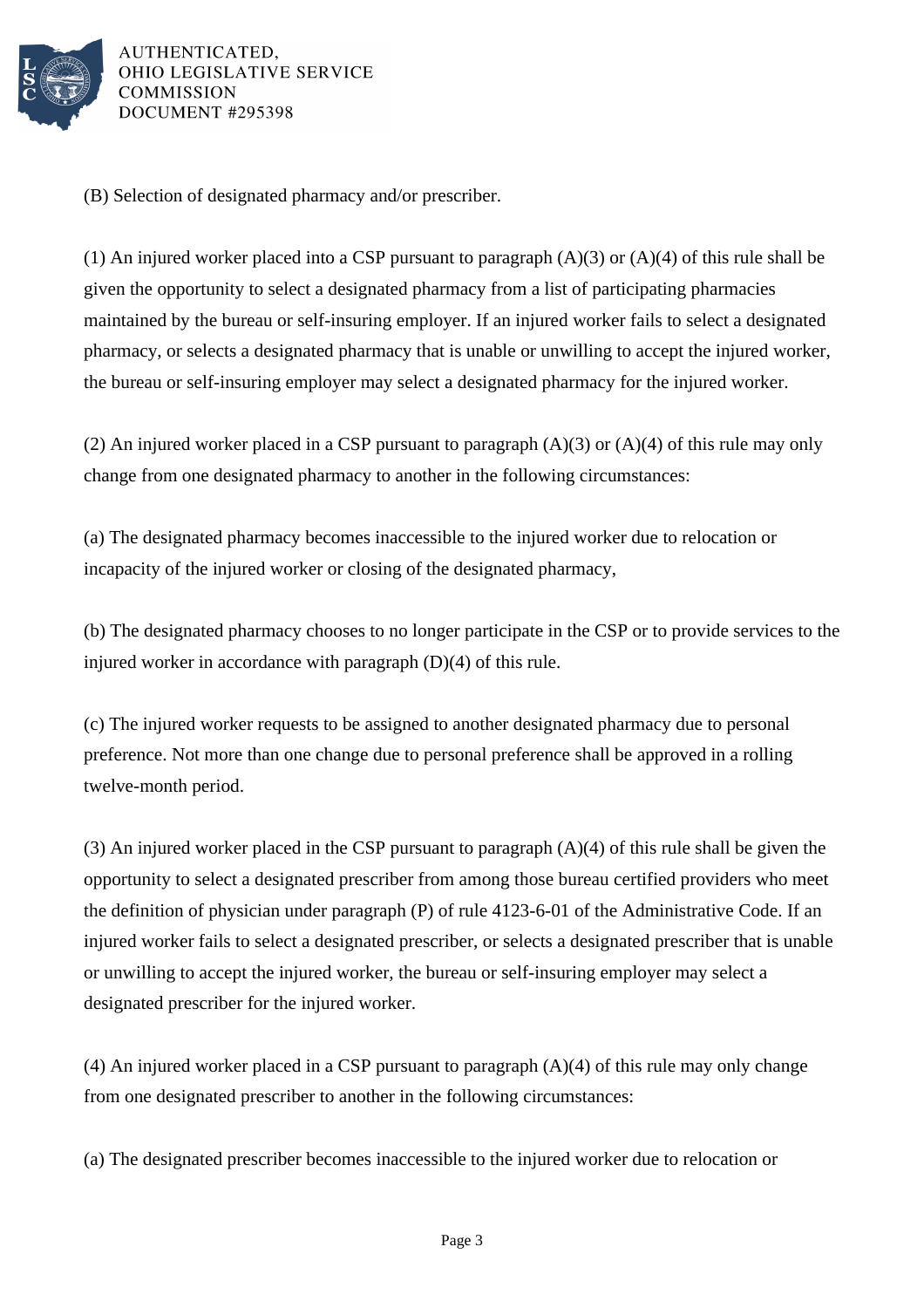(B) Selection of designated pharmacy and/or prescriber.

(1) An injured worker placed into a CSP pursuant to paragraph (A)(3) or (A)(4) of this rule shall be given the opportunity to select a designated pharmacy from a list of participating pharmacies maintained by the bureau or self-insuring employer. If an injured worker fails to select a designated pharmacy, or selects a designated pharmacy that is unable or unwilling to accept the injured worker, the bureau or self-insuring employer may select a designated pharmacy for the injured worker.

(2) An injured worker placed in a CSP pursuant to paragraph (A)(3) or (A)(4) of this rule may only change from one designated pharmacy to another in the following circumstances:

(a) The designated pharmacy becomes inaccessible to the injured worker due to relocation or incapacity of the injured worker or closing of the designated pharmacy,

(b) The designated pharmacy chooses to no longer participate in the CSP or to provide services to the injured worker in accordance with paragraph (D)(4) of this rule.

(c) The injured worker requests to be assigned to another designated pharmacy due to personal preference. Not more than one change due to personal preference shall be approved in a rolling twelve-month period.

(3) An injured worker placed in the CSP pursuant to paragraph (A)(4) of this rule shall be given the opportunity to select a designated prescriber from among those bureau certified providers who meet the definition of physician under paragraph (P) of rule 4123-6-01 of the Administrative Code. If an injured worker fails to select a designated prescriber, or selects a designated prescriber that is unable or unwilling to accept the injured worker, the bureau or self-insuring employer may select a designated prescriber for the injured worker.

(4) An injured worker placed in a CSP pursuant to paragraph (A)(4) of this rule may only change from one designated prescriber to another in the following circumstances:

(a) The designated prescriber becomes inaccessible to the injured worker due to relocation or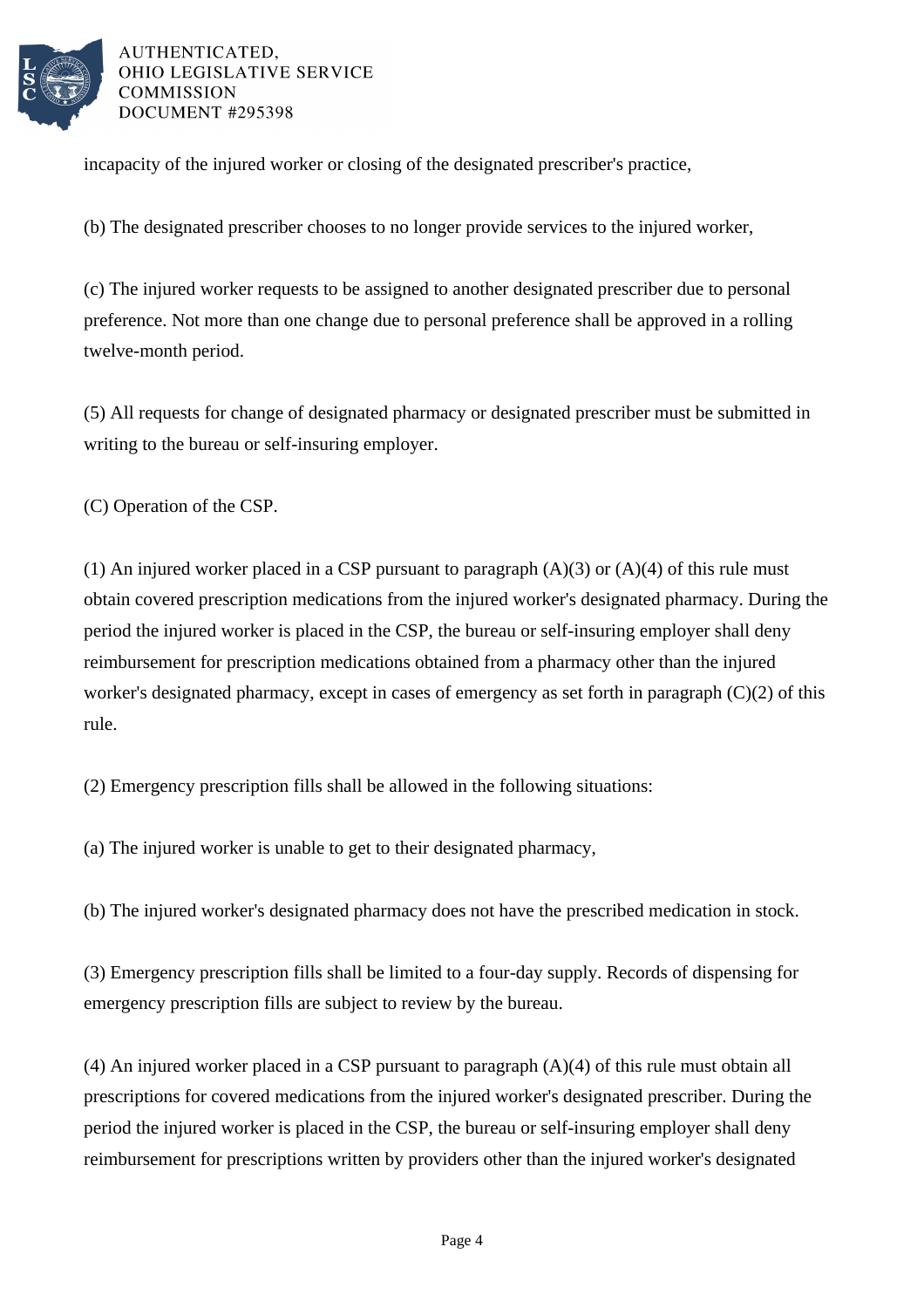incapacity of the injured worker or closing of the designated prescriber's practice,

(b) The designated prescriber chooses to no longer provide services to the injured worker,

(c) The injured worker requests to be assigned to another designated prescriber due to personal preference. Not more than one change due to personal preference shall be approved in a rolling twelve-month period.

(5) All requests for change of designated pharmacy or designated prescriber must be submitted in writing to the bureau or self-insuring employer.

(C) Operation of the CSP.

(1) An injured worker placed in a CSP pursuant to paragraph (A)(3) or (A)(4) of this rule must obtain covered prescription medications from the injured worker's designated pharmacy. During the period the injured worker is placed in the CSP, the bureau or self-insuring employer shall deny reimbursement for prescription medications obtained from a pharmacy other than the injured worker's designated pharmacy, except in cases of emergency as set forth in paragraph (C)(2) of this rule.

(2) Emergency prescription fills shall be allowed in the following situations:

(a) The injured worker is unable to get to their designated pharmacy,

(b) The injured worker's designated pharmacy does not have the prescribed medication in stock.

(3) Emergency prescription fills shall be limited to a four-day supply. Records of dispensing for emergency prescription fills are subject to review by the bureau.

(4) An injured worker placed in a CSP pursuant to paragraph (A)(4) of this rule must obtain all prescriptions for covered medications from the injured worker's designated prescriber. During the period the injured worker is placed in the CSP, the bureau or self-insuring employer shall deny reimbursement for prescriptions written by providers other than the injured worker's designated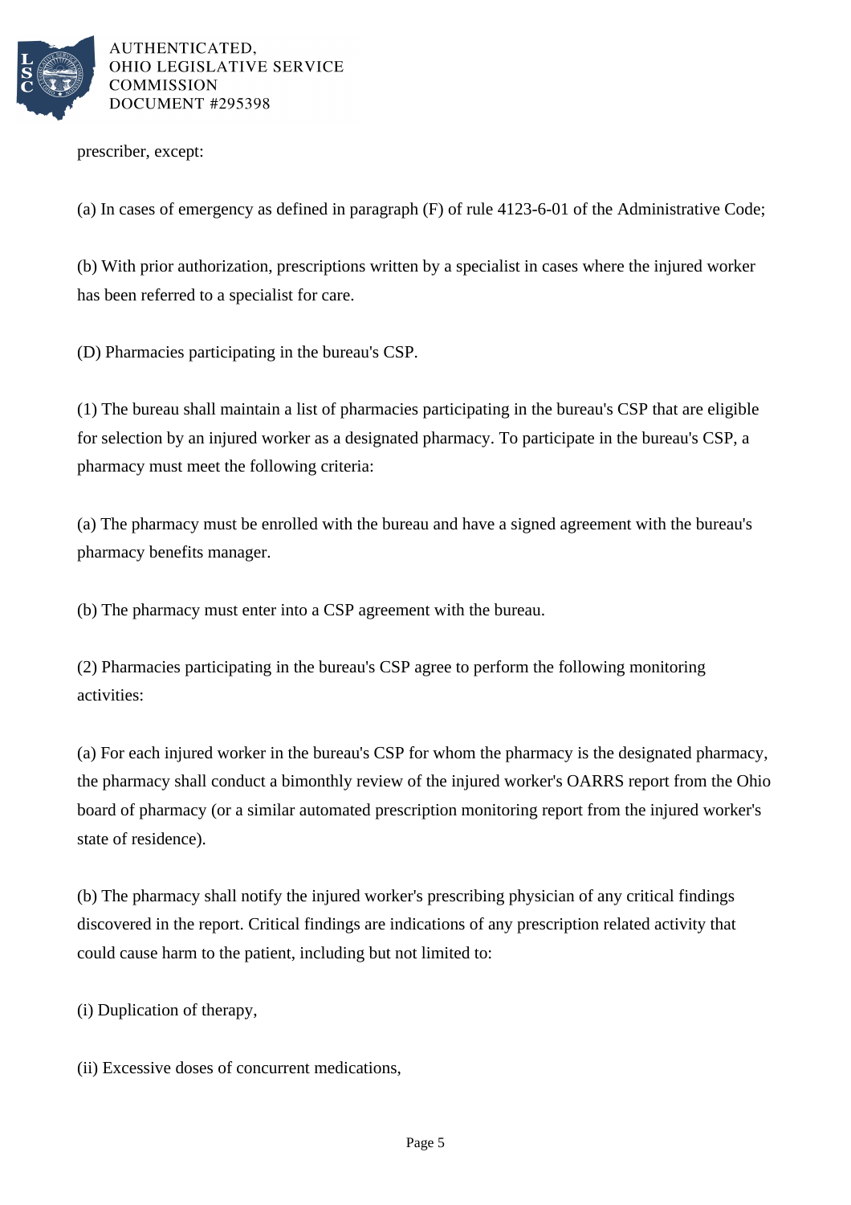prescriber, except:

(a) In cases of emergency as defined in paragraph (F) of rule 4123-6-01 of the Administrative Code;

(b) With prior authorization, prescriptions written by a specialist in cases where the injured worker has been referred to a specialist for care.

(D) Pharmacies participating in the bureau's CSP.

(1) The bureau shall maintain a list of pharmacies participating in the bureau's CSP that are eligible for selection by an injured worker as a designated pharmacy. To participate in the bureau's CSP, a pharmacy must meet the following criteria:

(a) The pharmacy must be enrolled with the bureau and have a signed agreement with the bureau's pharmacy benefits manager.

(b) The pharmacy must enter into a CSP agreement with the bureau.

(2) Pharmacies participating in the bureau's CSP agree to perform the following monitoring activities:

(a) For each injured worker in the bureau's CSP for whom the pharmacy is the designated pharmacy, the pharmacy shall conduct a bimonthly review of the injured worker's OARRS report from the Ohio board of pharmacy (or a similar automated prescription monitoring report from the injured worker's state of residence).

(b) The pharmacy shall notify the injured worker's prescribing physician of any critical findings discovered in the report. Critical findings are indications of any prescription related activity that could cause harm to the patient, including but not limited to:

(i) Duplication of therapy,

(ii) Excessive doses of concurrent medications,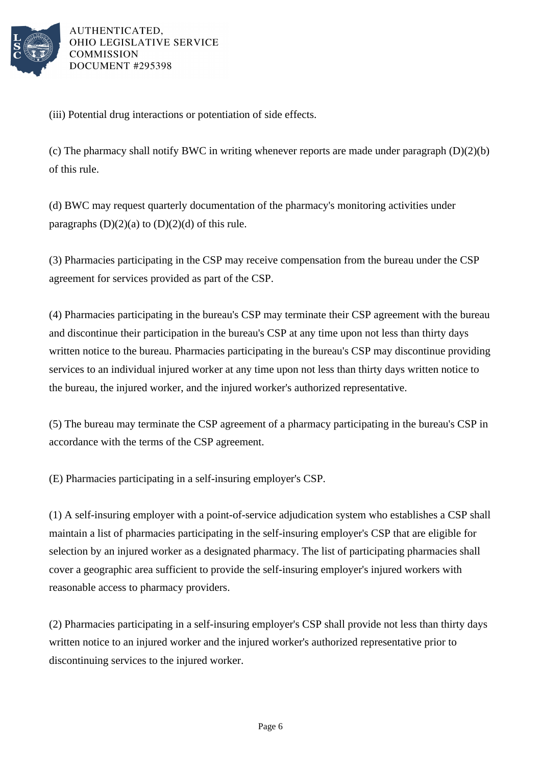(iii) Potential drug interactions or potentiation of side effects.

(c) The pharmacy shall notify BWC in writing whenever reports are made under paragraph (D)(2)(b) of this rule.

(d) BWC may request quarterly documentation of the pharmacy's monitoring activities under paragraphs (D)(2)(a) to (D)(2)(d) of this rule.

(3) Pharmacies participating in the CSP may receive compensation from the bureau under the CSP agreement for services provided as part of the CSP.

(4) Pharmacies participating in the bureau's CSP may terminate their CSP agreement with the bureau and discontinue their participation in the bureau's CSP at any time upon not less than thirty days written notice to the bureau. Pharmacies participating in the bureau's CSP may discontinue providing services to an individual injured worker at any time upon not less than thirty days written notice to the bureau, the injured worker, and the injured worker's authorized representative.

(5) The bureau may terminate the CSP agreement of a pharmacy participating in the bureau's CSP in accordance with the terms of the CSP agreement.

(E) Pharmacies participating in a self-insuring employer's CSP.

(1) A self-insuring employer with a point-of-service adjudication system who establishes a CSP shall maintain a list of pharmacies participating in the self-insuring employer's CSP that are eligible for selection by an injured worker as a designated pharmacy. The list of participating pharmacies shall cover a geographic area sufficient to provide the self-insuring employer's injured workers with reasonable access to pharmacy providers.

(2) Pharmacies participating in a self-insuring employer's CSP shall provide not less than thirty days written notice to an injured worker and the injured worker's authorized representative prior to discontinuing services to the injured worker.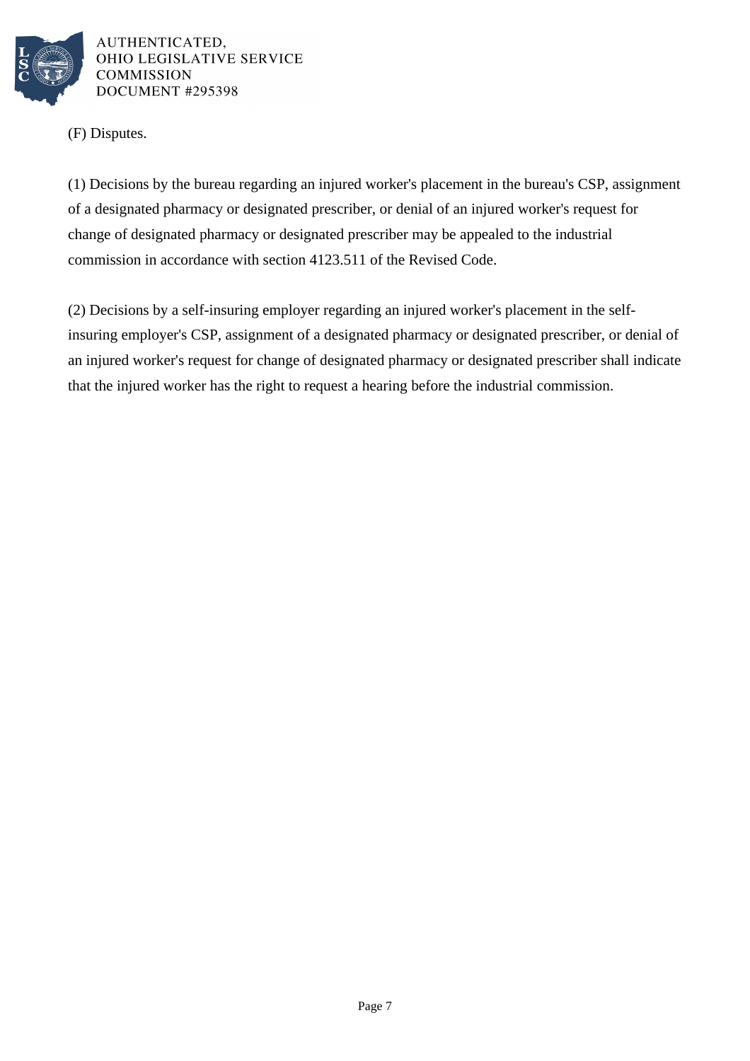(F) Disputes.

(1) Decisions by the bureau regarding an injured worker's placement in the bureau's CSP, assignment of a designated pharmacy or designated prescriber, or denial of an injured worker's request for change of designated pharmacy or designated prescriber may be appealed to the industrial commission in accordance with section 4123.511 of the Revised Code.

(2) Decisions by a self-insuring employer regarding an injured worker's placement in the self-insuring employer's CSP, assignment of a designated pharmacy or designated prescriber, or denial of an injured worker's request for change of designated pharmacy or designated prescriber shall indicate that the injured worker has the right to request a hearing before the industrial commission.